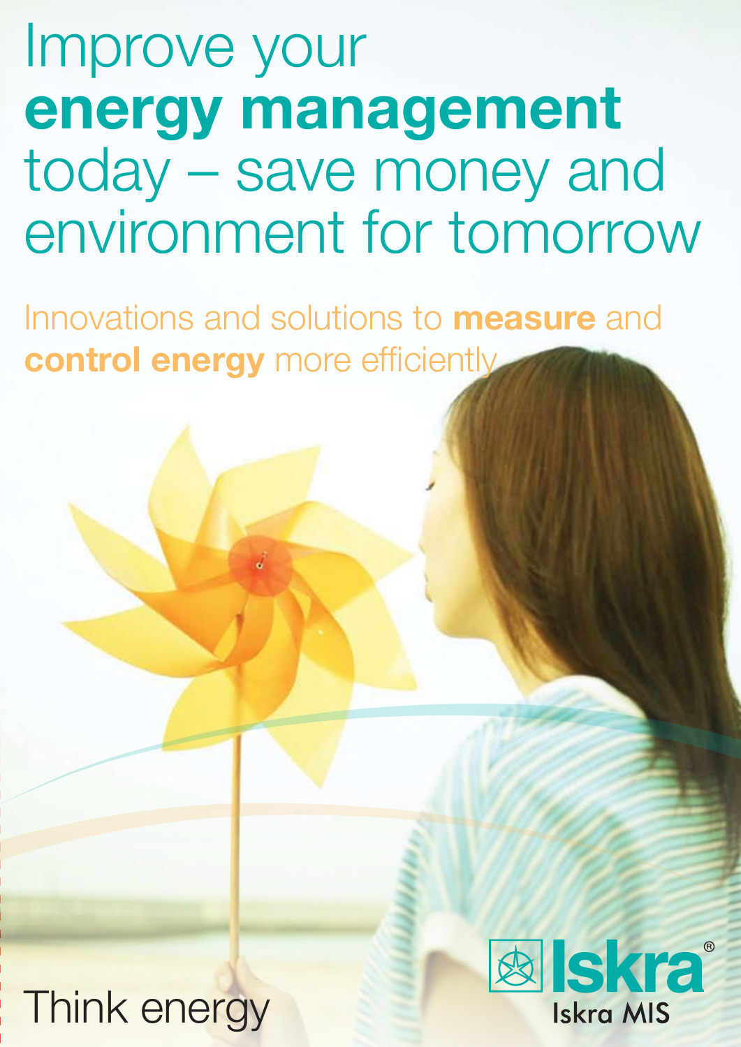# Improve your **energy management** today – save money and environment for tomorrow

Innovations and solutions to **measure** and **control energy** more efficiently

Think energy

Iskra®

Iskra MIS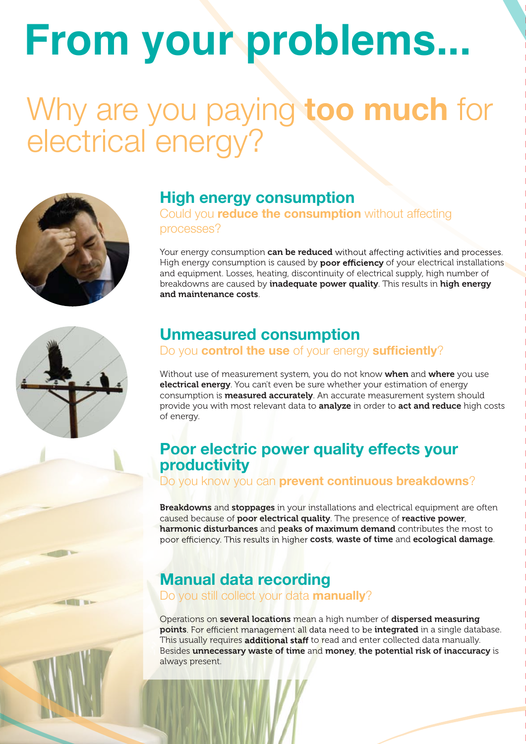# From your problems...

## Why are you paying **too much** for electrical energy?

### High energy consumption

Could you **reduce the consumption** without affecting processes?

Your energy consumption **can be reduced** without affecting activities and processes. High energy consumption is caused by **poor efficiency** of your electrical installations and equipment. Losses, heating, discontinuity of electrical supply, high number of breakdowns are caused by **inadequate power quality**. This results in **high energy and maintenance costs**.

### Unmeasured consumption

Do you **control the use** of your energy **sufficiently**?

Without use of measurement system, you do not know **when** and **where** you use **electrical energy**. You can't even be sure whether your estimation of energy consumption is **measured accurately**. An accurate measurement system should provide you with most relevant data to **analyze** in order to **act and reduce** high costs of energy.

### Poor electric power quality effects your productivity

Do you know you can **prevent continuous breakdowns**?

**Breakdowns** and **stoppages** in your installations and electrical equipment are often caused because of **poor electrical quality**. The presence of **reactive power**, **harmonic disturbances** and **peaks of maximum demand** contributes the most to poor efficiency. This results in higher **costs**, **waste of time** and **ecological damage**.

### Manual data recording

Do you still collect your data **manually**?

Operations on **several locations** mean a high number of **dispersed measuring points**. For efficient management all data need to be **integrated** in a single database. This usually requires **additional staff** to read and enter collected data manually. Besides **unnecessary waste of time** and **money**, **the potential risk of inaccuracy** is always present.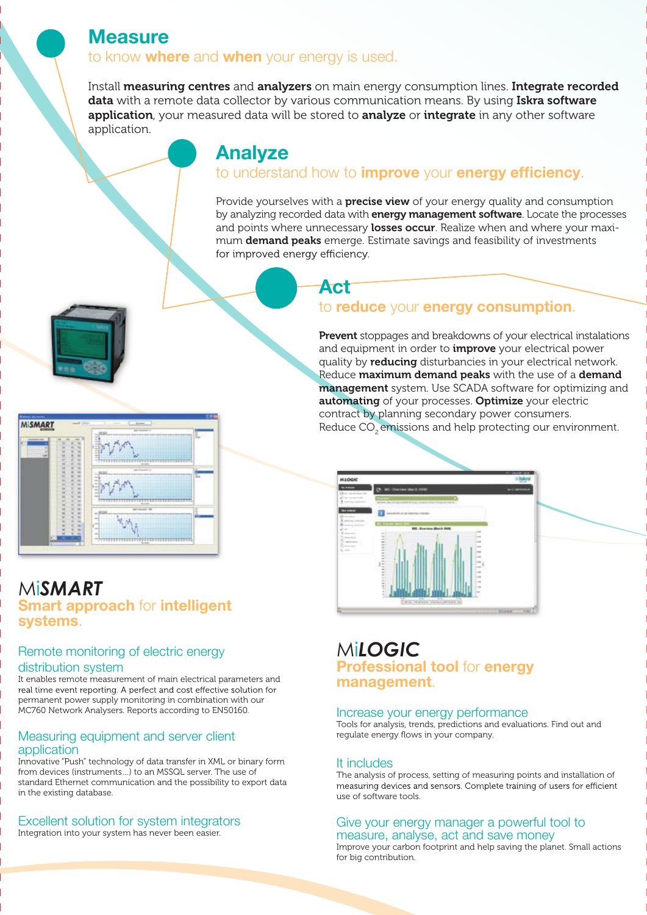## Measure

to know **where** and **when** your energy is used.

Install **measuring centres** and **analyzers** on main energy consumption lines. **Integrate recorded data** with a remote data collector by various communication means. By using **Iskra software application**, your measured data will be stored to **analyze** or **integrate** in any other software application.

## Analyze

to understand how to **improve** your **energy efficiency**.

Provide yourselves with a **precise view** of your energy quality and consumption by analyzing recorded data with **energy management software**. Locate the processes and points where unnecessary **losses occur**. Realize when and where your maximum **demand peaks** emerge. Estimate savings and feasibility of investments for improved energy efficiency.

## Act

to **reduce** your **energy consumption**.

**Prevent** stoppages and breakdowns of your electrical instalations and equipment in order to **improve** your electrical power quality by **reducing** disturbancies in your electrical network. Reduce **maximum demand peaks** with the use of a **demand management** system. Use SCADA software for optimizing and **automating** of your processes. **Optimize** your electric contract by planning secondary power consumers. Reduce $CO_2$ emissions and help protecting our environment.

## Mi*SMART*

**Smart approach** for **intelligent systems**.

### Remote monitoring of electric energy distribution system

It enables remote measurement of main electrical parameters and real time event reporting. A perfect and cost effective solution for permanent power supply monitoring in combination with our MC760 Network Analysers. Reports according to EN50160.

### Measuring equipment and server client application

Innovative "Push" technology of data transfer in XML or binary form from devices (instruments...) to an MSSQL server. The use of standard Ethernet communication and the possibility to export data in the existing database.

### Excellent solution for system integrators

Integration into your system has never been easier.

## Mi*LOGIC*

**Professional tool** for **energy management**.

### Increase your energy performance

Tools for analysis, trends, predictions and evaluations. Find out and regulate energy flows in your company.

### It includes

The analysis of process, setting of measuring points and installation of measuring devices and sensors. Complete training of users for efficient use of software tools.

### Give your energy manager a powerful tool to measure, analyse, act and save money

Improve your carbon footprint and help saving the planet. Small actions for big contribution.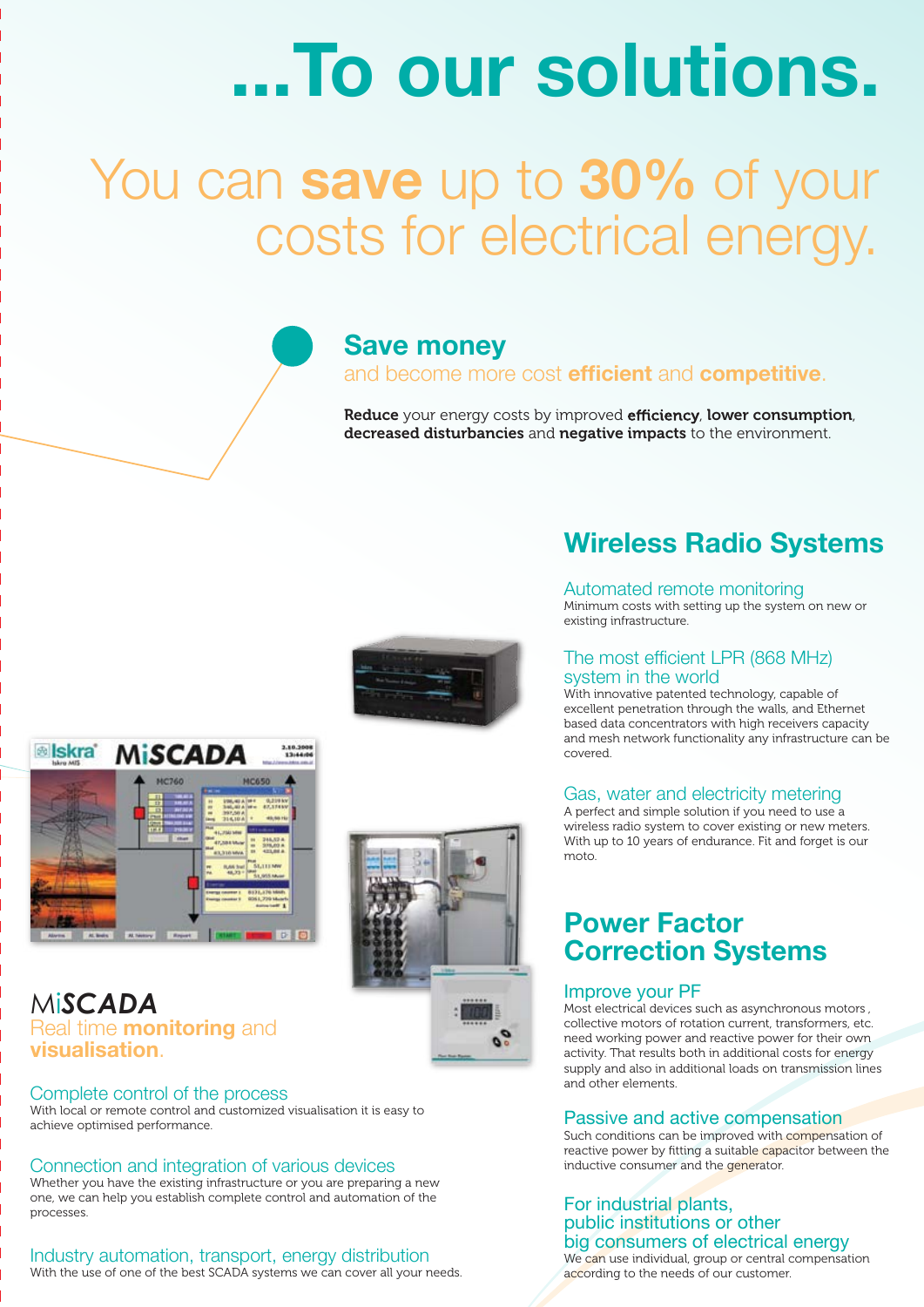# ...To our solutions.

## You can **save** up to **30%** of your costs for electrical energy.

### Save money

and become more cost **efficient** and **competitive**.

**Reduce** your energy costs by improved **efficiency**, **lower consumption**, **decreased disturbancies** and **negative impacts** to the environment.

## Wireless Radio Systems

### Automated remote monitoring

Minimum costs with setting up the system on new or existing infrastructure.

### The most efficient LPR (868 MHz) system in the world

With innovative patented technology, capable of excellent penetration through the walls, and Ethernet based data concentrators with high receivers capacity and mesh network functionality any infrastructure can be covered.

### Gas, water and electricity metering

A perfect and simple solution if you need to use a wireless radio system to cover existing or new meters. With up to 10 years of endurance. Fit and forget is our moto.

## MiSCADA

Real time **monitoring** and **visualisation**.

### Complete control of the process

With local or remote control and customized visualisation it is easy to achieve optimised performance.

### Connection and integration of various devices

Whether you have the existing infrastructure or you are preparing a new one, we can help you establish complete control and automation of the processes.

### Industry automation, transport, energy distribution

With the use of one of the best SCADA systems we can cover all your needs.

## Power Factor Correction Systems

### Improve your PF

Most electrical devices such as asynchronous motors , collective motors of rotation current, transformers, etc. need working power and reactive power for their own activity. That results both in additional costs for energy supply and also in additional loads on transmission lines and other elements.

### Passive and active compensation

Such conditions can be improved with compensation of reactive power by fitting a suitable capacitor between the inductive consumer and the generator.

### For industrial plants, public institutions or other big consumers of electrical energy

We can use individual, group or central compensation according to the needs of our customer.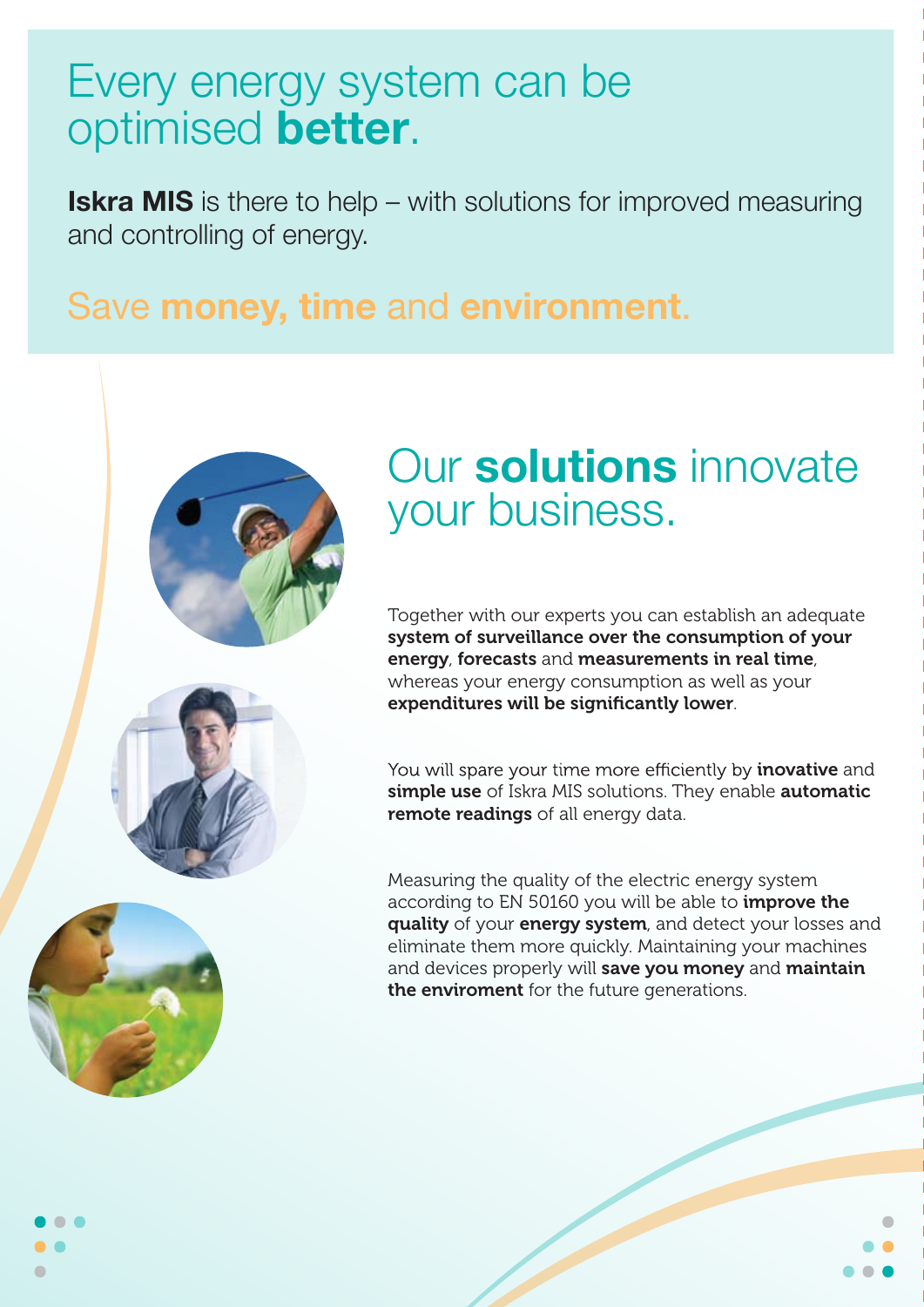# Every energy system can be optimised **better**.

**Iskra MIS** is there to help – with solutions for improved measuring and controlling of energy.

## Save **money, time** and **environment**.

## Our **solutions** innovate your business.

Together with our experts you can establish an adequate **system of surveillance over the consumption of your energy**, **forecasts** and **measurements in real time**, whereas your energy consumption as well as your **expenditures will be significantly lower**.

You will spare your time more efficiently by **inovative** and **simple use** of Iskra MIS solutions. They enable **automatic remote readings** of all energy data.

Measuring the quality of the electric energy system according to EN 50160 you will be able to **improve the quality** of your **energy system**, and detect your losses and eliminate them more quickly. Maintaining your machines and devices properly will **save you money** and **maintain the enviroment** for the future generations.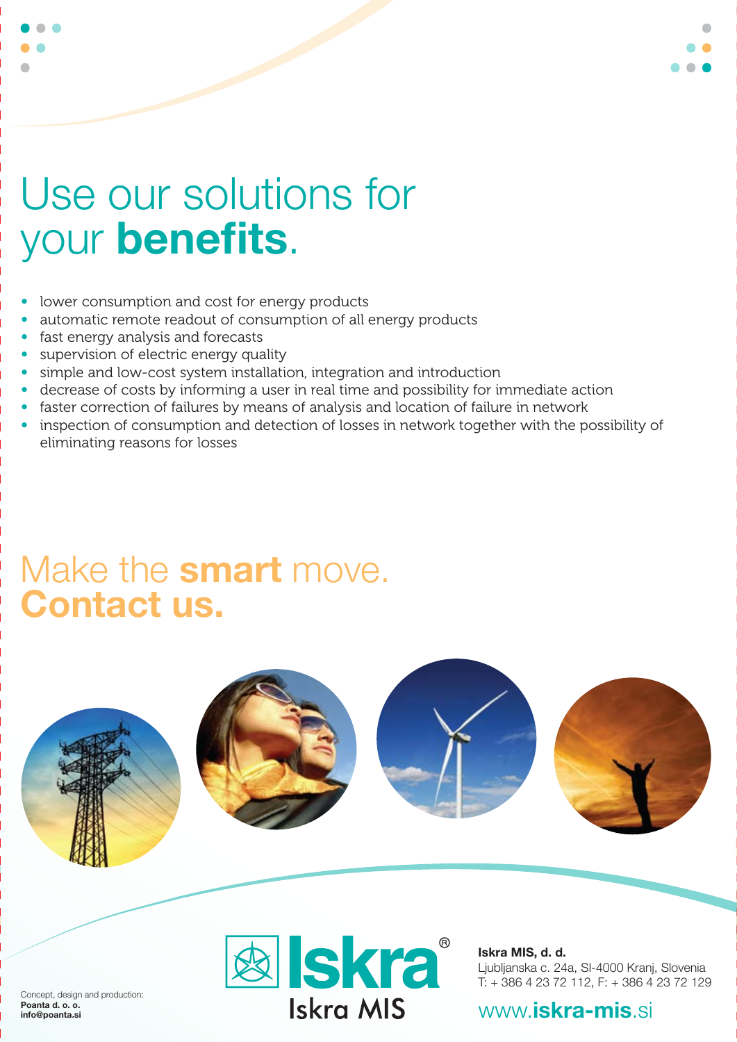# Use our solutions for your **benefits**.

- lower consumption and cost for energy products
- automatic remote readout of consumption of all energy products
- fast energy analysis and forecasts
- supervision of electric energy quality
- simple and low-cost system installation, integration and introduction
- decrease of costs by informing a user in real time and possibility for immediate action
- faster correction of failures by means of analysis and location of failure in network
- inspection of consumption and detection of losses in network together with the possibility of eliminating reasons for losses

## Make the **smart** move. **Contact us.**

Iskra
Iskra MIS

**Iskra MIS, d. d.**
Ljubljanska c. 24a, SI-4000 Kranj, Slovenia
T: + 386 4 23 72 112, F: + 386 4 23 72 129

www.**iskra-mis**.si

Concept, design and production:
**Poanta d. o. o.**
**info@poanta.si**